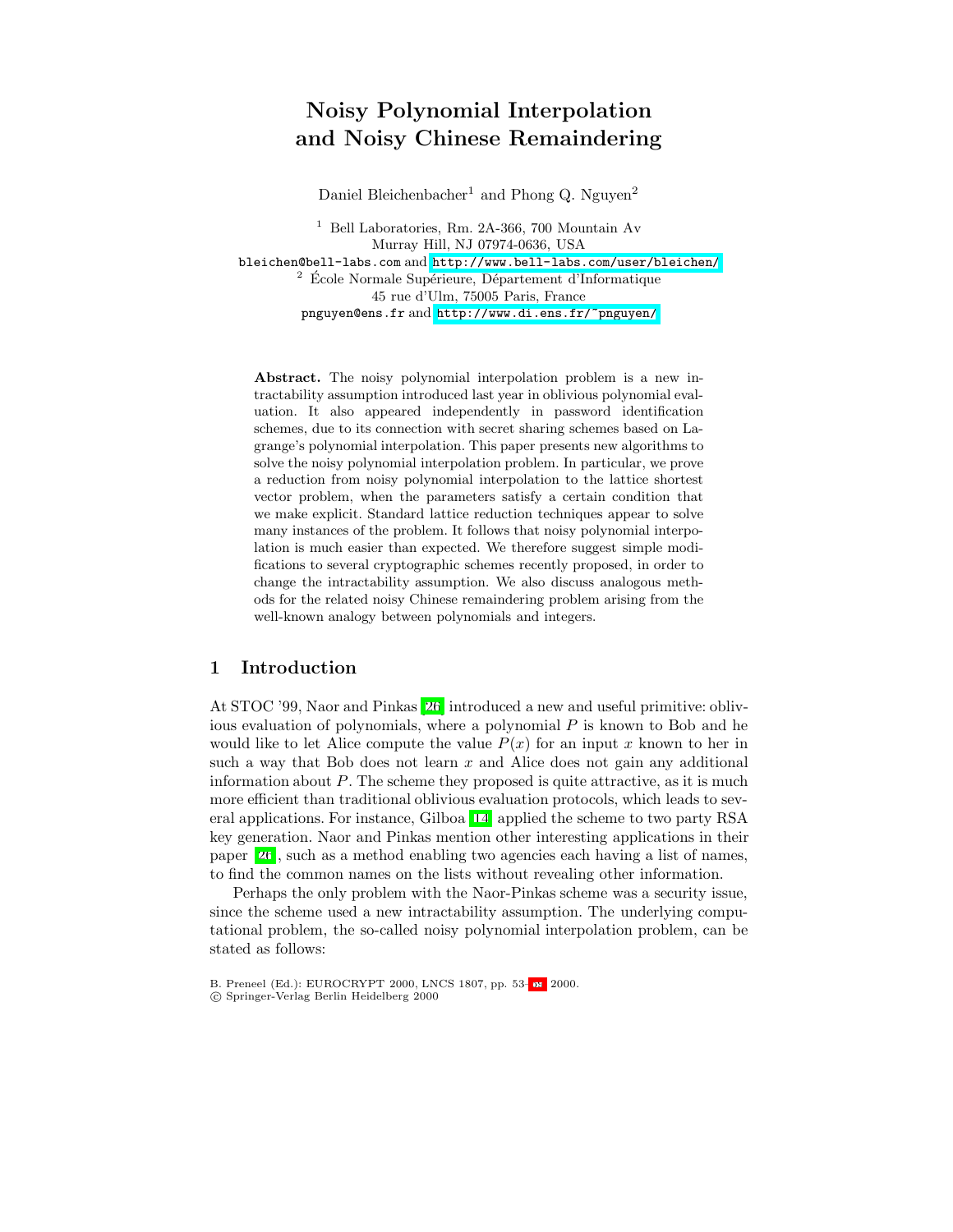# Noisy Polynomial Interpolation and Noisy Chinese Remaindering

Daniel Bleichenbacher[1] and Phong Q. Nguyen[2]

[1] Bell Laboratories, Rm. 2A-366, 700 Mountain Av
Murray Hill, NJ 07974-0636, USA
bleichen@bell-labs.com and http://www.bell-labs.com/user/bleichen/

[2] École Normale Supérieure, Département d'Informatique
45 rue d'Ulm, 75005 Paris, France
pnguyen@ens.fr and http://www.di.ens.fr/~pnguyen/

**Abstract.** The noisy polynomial interpolation problem is a new intractability assumption introduced last year in oblivious polynomial evaluation. It also appeared independently in password identification schemes, due to its connection with secret sharing schemes based on Lagrange's polynomial interpolation. This paper presents new algorithms to solve the noisy polynomial interpolation problem. In particular, we prove a reduction from noisy polynomial interpolation to the lattice shortest vector problem, when the parameters satisfy a certain condition that we make explicit. Standard lattice reduction techniques appear to solve many instances of the problem. It follows that noisy polynomial interpolation is much easier than expected. We therefore suggest simple modifications to several cryptographic schemes recently proposed, in order to change the intractability assumption. We also discuss analogous methods for the related noisy Chinese remaindering problem arising from the well-known analogy between polynomials and integers.

## 1 Introduction

At STOC '99, Naor and Pinkas [26] introduced a new and useful primitive: oblivious evaluation of polynomials, where a polynomial $P$ is known to Bob and he would like to let Alice compute the value $P(x)$ for an input $x$ known to her in such a way that Bob does not learn $x$ and Alice does not gain any additional information about $P$. The scheme they proposed is quite attractive, as it is much more efficient than traditional oblivious evaluation protocols, which leads to several applications. For instance, Gilboa [14] applied the scheme to two party RSA key generation. Naor and Pinkas mention other interesting applications in their paper [26], such as a method enabling two agencies each having a list of names, to find the common names on the lists without revealing other information.

Perhaps the only problem with the Naor-Pinkas scheme was a security issue, since the scheme used a new intractability assumption. The underlying computational problem, the so-called noisy polynomial interpolation problem, can be stated as follows:

B. Preneel (Ed.): EUROCRYPT 2000, LNCS 1807, pp. 53–69, 2000.
© Springer-Verlag Berlin Heidelberg 2000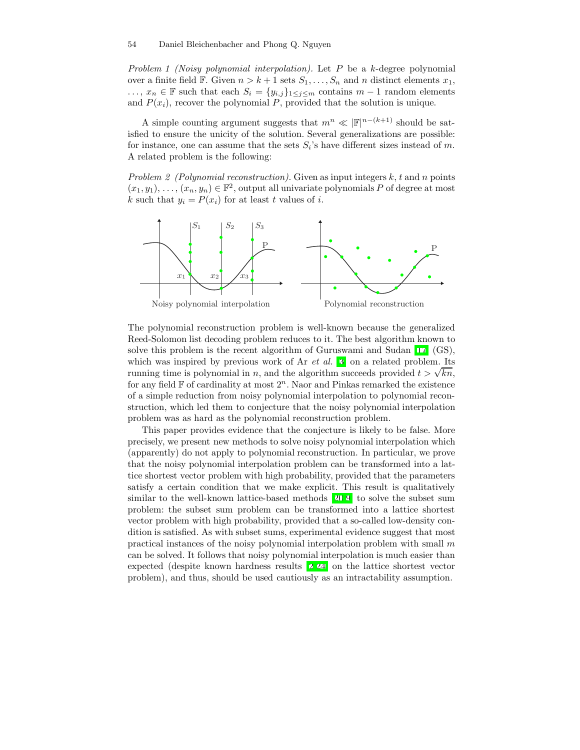*Problem 1 (Noisy polynomial interpolation).* Let $P$ be a $k$-degree polynomial over a finite field $\mathbb{F}$. Given $n > k+1$ sets $S_1, \ldots, S_n$ and $n$ distinct elements $x_1, \ldots, x_n \in \mathbb{F}$ such that each $S_i = \{y_{i,j}\}_{1 \leq j \leq m}$ contains $m-1$ random elements and $P(x_i)$, recover the polynomial $P$, provided that the solution is unique.

A simple counting argument suggests that $m^n \ll |\mathbb{F}|^{n-(k+1)}$ should be satisfied to ensure the unicity of the solution. Several generalizations are possible: for instance, one can assume that the sets $S_i$'s have different sizes instead of $m$. A related problem is the following:

*Problem 2 (Polynomial reconstruction).* Given as input integers $k$, $t$ and $n$ points $(x_1, y_1), \ldots, (x_n, y_n) \in \mathbb{F}^2$, output all univariate polynomials $P$ of degree at most $k$ such that $y_i = P(x_i)$ for at least $t$ values of $i$.

Noisy polynomial interpolation    Polynomial reconstruction

The polynomial reconstruction problem is well-known because the generalized Reed-Solomon list decoding problem reduces to it. The best algorithm known to solve this problem is the recent algorithm of Guruswami and Sudan [17] (GS), which was inspired by previous work of Ar *et al.* [3] on a related problem. Its running time is polynomial in $n$, and the algorithm succeeds provided $t > \sqrt{kn}$, for any field $\mathbb{F}$ of cardinality at most $2^n$. Naor and Pinkas remarked the existence of a simple reduction from noisy polynomial interpolation to polynomial reconstruction, which led them to conjecture that the noisy polynomial interpolation problem was as hard as the polynomial reconstruction problem.

This paper provides evidence that the conjecture is likely to be false. More precisely, we present new methods to solve noisy polynomial interpolation which (apparently) do not apply to polynomial reconstruction. In particular, we prove that the noisy polynomial interpolation problem can be transformed into a lattice shortest vector problem with high probability, provided that the parameters satisfy a certain condition that we make explicit. This result is qualitatively similar to the well-known lattice-based methods [20,9] to solve the subset sum problem: the subset sum problem can be transformed into a lattice shortest vector problem with high probability, provided that a so-called low-density condition is satisfied. As with subset sums, experimental evidence suggest that most practical instances of the noisy polynomial interpolation problem with small $m$ can be solved. It follows that noisy polynomial interpolation is much easier than expected (despite known hardness results [2,24] on the lattice shortest vector problem), and thus, should be used cautiously as an intractability assumption.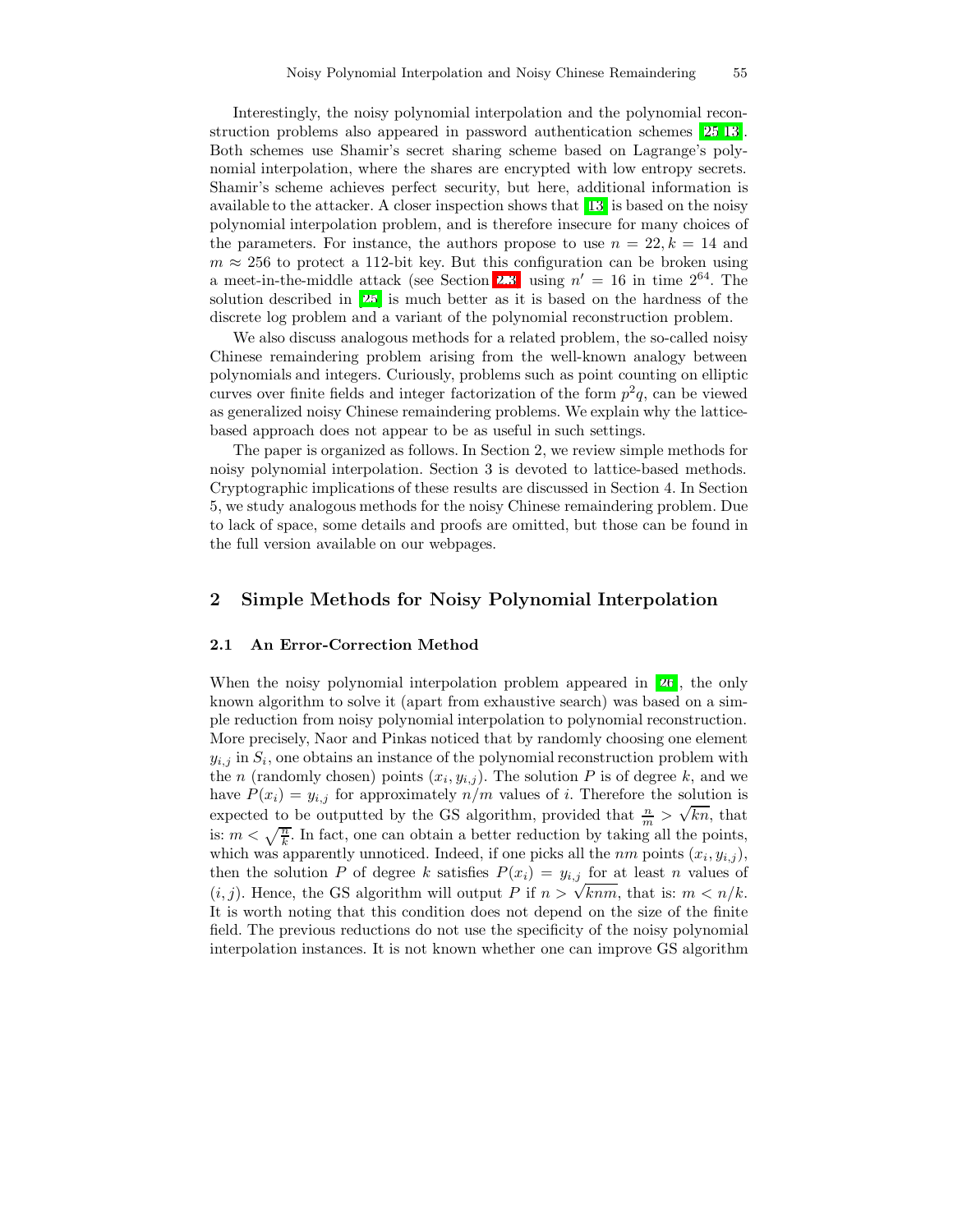Interestingly, the noisy polynomial interpolation and the polynomial reconstruction problems also appeared in password authentication schemes [25,13]. Both schemes use Shamir's secret sharing scheme based on Lagrange's polynomial interpolation, where the shares are encrypted with low entropy secrets. Shamir's scheme achieves perfect security, but here, additional information is available to the attacker. A closer inspection shows that [13] is based on the noisy polynomial interpolation problem, and is therefore insecure for many choices of the parameters. For instance, the authors propose to use $n = 22, k = 14$ and $m \approx 256$ to protect a 112-bit key. But this configuration can be broken using a meet-in-the-middle attack (see Section 2.3) using $n' = 16$ in time $2^{64}$. The solution described in [25] is much better as it is based on the hardness of the discrete log problem and a variant of the polynomial reconstruction problem.

We also discuss analogous methods for a related problem, the so-called noisy Chinese remaindering problem arising from the well-known analogy between polynomials and integers. Curiously, problems such as point counting on elliptic curves over finite fields and integer factorization of the form $p^2q$, can be viewed as generalized noisy Chinese remaindering problems. We explain why the lattice-based approach does not appear to be as useful in such settings.

The paper is organized as follows. In Section 2, we review simple methods for noisy polynomial interpolation. Section 3 is devoted to lattice-based methods. Cryptographic implications of these results are discussed in Section 4. In Section 5, we study analogous methods for the noisy Chinese remaindering problem. Due to lack of space, some details and proofs are omitted, but those can be found in the full version available on our webpages.

## 2 Simple Methods for Noisy Polynomial Interpolation

### 2.1 An Error-Correction Method

When the noisy polynomial interpolation problem appeared in [26], the only known algorithm to solve it (apart from exhaustive search) was based on a simple reduction from noisy polynomial interpolation to polynomial reconstruction. More precisely, Naor and Pinkas noticed that by randomly choosing one element $y_{i,j}$ in $S_i$, one obtains an instance of the polynomial reconstruction problem with the $n$ (randomly chosen) points $(x_i, y_{i,j})$. The solution $P$ is of degree $k$, and we have $P(x_i) = y_{i,j}$ for approximately $n/m$ values of $i$. Therefore the solution is expected to be outputted by the GS algorithm, provided that $\frac{n}{m} > \sqrt{kn}$, that is: $m < \sqrt{\frac{n}{k}}$. In fact, one can obtain a better reduction by taking all the points, which was apparently unnoticed. Indeed, if one picks all the $nm$ points $(x_i, y_{i,j})$, then the solution $P$ of degree $k$ satisfies $P(x_i) = y_{i,j}$ for at least $n$ values of $(i, j)$. Hence, the GS algorithm will output $P$ if $n > \sqrt{knm}$, that is: $m < n/k$. It is worth noting that this condition does not depend on the size of the finite field. The previous reductions do not use the specificity of the noisy polynomial interpolation instances. It is not known whether one can improve GS algorithm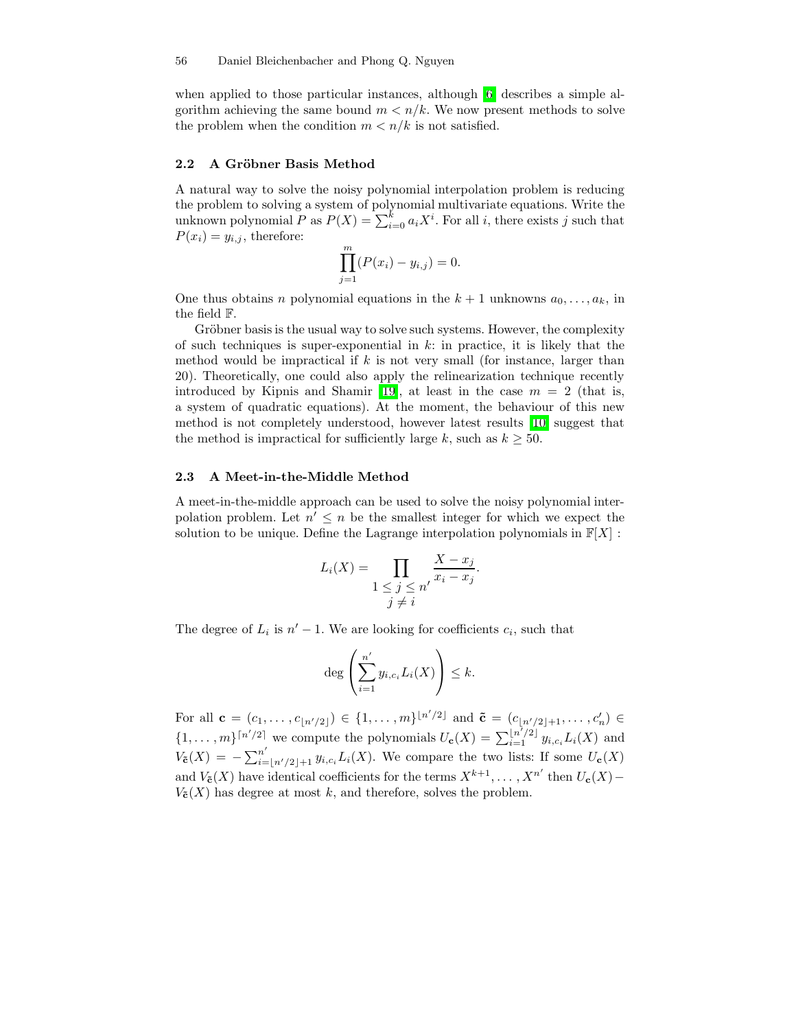when applied to those particular instances, although [6] describes a simple algorithm achieving the same bound $m < n/k$. We now present methods to solve the problem when the condition $m < n/k$ is not satisfied.

### 2.2 A Gröbner Basis Method

A natural way to solve the noisy polynomial interpolation problem is reducing the problem to solving a system of polynomial multivariate equations. Write the unknown polynomial $P$ as $P(X) = \sum_{i=0}^{k} a_i X^i$. For all $i$, there exists $j$ such that $P(x_i) = y_{i,j}$, therefore:

$$\prod_{j=1}^{m} (P(x_i) - y_{i,j}) = 0.$$

One thus obtains $n$ polynomial equations in the $k+1$ unknowns $a_0, \ldots, a_k$, in the field $\mathbb{F}$.

Gröbner basis is the usual way to solve such systems. However, the complexity of such techniques is super-exponential in $k$: in practice, it is likely that the method would be impractical if $k$ is not very small (for instance, larger than 20). Theoretically, one could also apply the relinearization technique recently introduced by Kipnis and Shamir [19], at least in the case $m = 2$ (that is, a system of quadratic equations). At the moment, the behaviour of this new method is not completely understood, however latest results [10] suggest that the method is impractical for sufficiently large $k$, such as $k \geq 50$.

### 2.3 A Meet-in-the-Middle Method

A meet-in-the-middle approach can be used to solve the noisy polynomial interpolation problem. Let $n' \leq n$ be the smallest integer for which we expect the solution to be unique. Define the Lagrange interpolation polynomials in $\mathbb{F}[X]$ :

$$L_i(X) = \prod_{\substack{1 \leq j \leq n' \\ j \neq i}} \frac{X - x_j}{x_i - x_j}.$$

The degree of $L_i$ is $n' - 1$. We are looking for coefficients $c_i$, such that

$$\deg \left( \sum_{i=1}^{n'} y_{i,c_i} L_i(X) \right) \leq k.$$

For all $\mathbf{c} = (c_1, \ldots, c_{\lfloor n'/2 \rfloor}) \in \{1, \ldots, m\}^{\lfloor n'/2 \rfloor}$ and $\tilde{\mathbf{c}} = (c_{\lfloor n'/2 \rfloor + 1}, \ldots, c'_n) \in \{1, \ldots, m\}^{\lceil n'/2 \rceil}$ we compute the polynomials $U_{\mathbf{c}}(X) = \sum_{i=1}^{\lfloor n'/2 \rfloor} y_{i,c_i} L_i(X)$ and $V_{\tilde{\mathbf{c}}}(X) = -\sum_{i=\lfloor n'/2 \rfloor + 1}^{n'} y_{i,c_i} L_i(X)$. We compare the two lists: If some $U_{\mathbf{c}}(X)$ and $V_{\tilde{\mathbf{c}}}(X)$ have identical coefficients for the terms $X^{k+1}, \ldots, X^{n'}$ then $U_{\mathbf{c}}(X) - V_{\tilde{\mathbf{c}}}(X)$ has degree at most $k$, and therefore, solves the problem.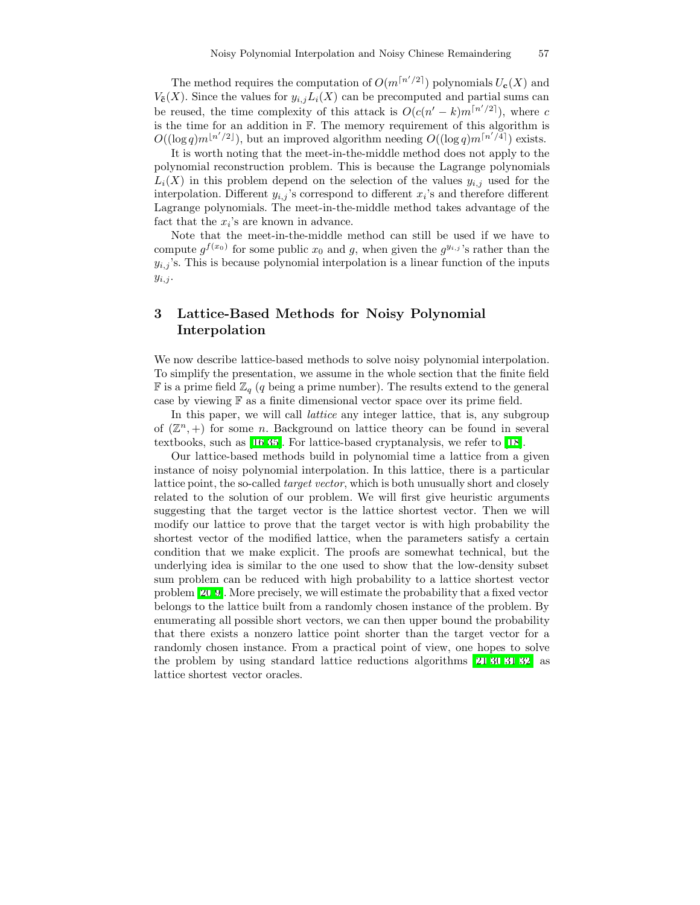The method requires the computation of $O(m^{\lceil n'/2 \rceil})$ polynomials $U_{\mathbf{c}}(X)$ and $V_{\tilde{\mathbf{c}}}(X)$. Since the values for $y_{i,j}L_i(X)$ can be precomputed and partial sums can be reused, the time complexity of this attack is $O(c(n'-k)m^{\lceil n'/2 \rceil})$, where $c$ is the time for an addition in $\mathbb{F}$. The memory requirement of this algorithm is $O((\log q)m^{\lfloor n'/2 \rfloor})$, but an improved algorithm needing $O((\log q)m^{\lceil n'/4 \rceil})$ exists.

It is worth noting that the meet-in-the-middle method does not apply to the polynomial reconstruction problem. This is because the Lagrange polynomials $L_i(X)$ in this problem depend on the selection of the values $y_{i,j}$ used for the interpolation. Different $y_{i,j}$'s correspond to different $x_i$'s and therefore different Lagrange polynomials. The meet-in-the-middle method takes advantage of the fact that the $x_i$'s are known in advance.

Note that the meet-in-the-middle method can still be used if we have to compute $g^{f(x_0)}$ for some public $x_0$ and $g$, when given the $g^{y_{i,j}}$'s rather than the $y_{i,j}$'s. This is because polynomial interpolation is a linear function of the inputs $y_{i,j}$.

## 3 Lattice-Based Methods for Noisy Polynomial Interpolation

We now describe lattice-based methods to solve noisy polynomial interpolation. To simplify the presentation, we assume in the whole section that the finite field $\mathbb{F}$ is a prime field $\mathbb{Z}_q$ ($q$ being a prime number). The results extend to the general case by viewing $\mathbb{F}$ as a finite dimensional vector space over its prime field.

In this paper, we will call *lattice* any integer lattice, that is, any subgroup of $(\mathbb{Z}^n, +)$ for some $n$. Background on lattice theory can be found in several textbooks, such as [16,35]. For lattice-based cryptanalysis, we refer to [18].

Our lattice-based methods build in polynomial time a lattice from a given instance of noisy polynomial interpolation. In this lattice, there is a particular lattice point, the so-called *target vector*, which is both unusually short and closely related to the solution of our problem. We will first give heuristic arguments suggesting that the target vector is the lattice shortest vector. Then we will modify our lattice to prove that the target vector is with high probability the shortest vector of the modified lattice, when the parameters satisfy a certain condition that we make explicit. The proofs are somewhat technical, but the underlying idea is similar to the one used to show that the low-density subset sum problem can be reduced with high probability to a lattice shortest vector problem [20,9]. More precisely, we will estimate the probability that a fixed vector belongs to the lattice built from a randomly chosen instance of the problem. By enumerating all possible short vectors, we can then upper bound the probability that there exists a nonzero lattice point shorter than the target vector for a randomly chosen instance. From a practical point of view, one hopes to solve the problem by using standard lattice reductions algorithms [21,30,31,32] as lattice shortest vector oracles.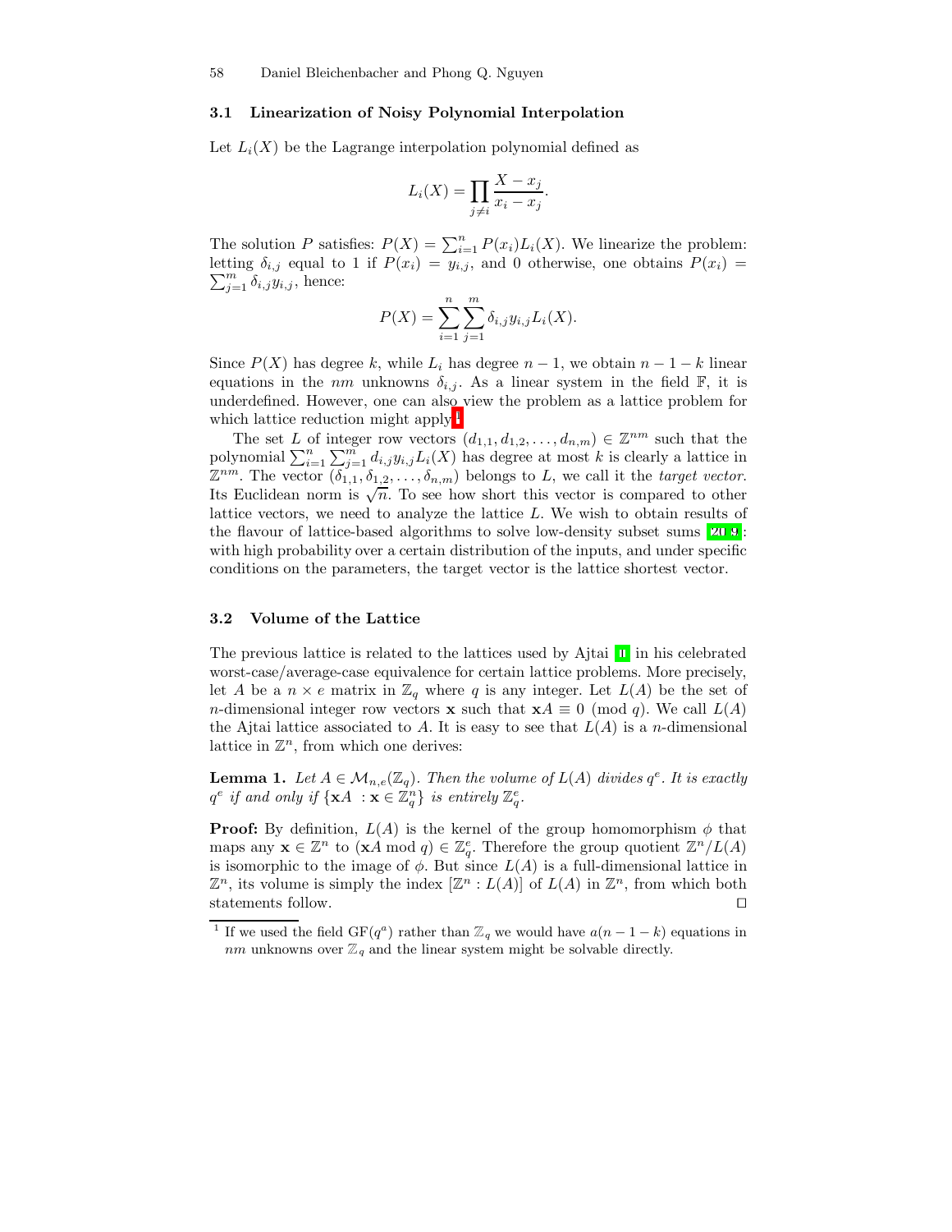### 3.1 Linearization of Noisy Polynomial Interpolation

Let $L_i(X)$ be the Lagrange interpolation polynomial defined as

$$L_i(X) = \prod_{j \neq i} \frac{X - x_j}{x_i - x_j}.$$

The solution $P$ satisfies: $P(X) = \sum_{i=1}^{n} P(x_i) L_i(X)$. We linearize the problem: letting $\delta_{i,j}$ equal to 1 if $P(x_i) = y_{i,j}$, and 0 otherwise, one obtains $P(x_i) = \sum_{j=1}^{m} \delta_{i,j} y_{i,j}$, hence:

$$P(X) = \sum_{i=1}^{n} \sum_{j=1}^{m} \delta_{i,j} y_{i,j} L_i(X).$$

Since $P(X)$ has degree $k$, while $L_i$ has degree $n-1$, we obtain $n-1-k$ linear equations in the $nm$ unknowns $\delta_{i,j}$. As a linear system in the field $\mathbb{F}$, it is underdefined. However, one can also view the problem as a lattice problem for which lattice reduction might apply.[1]

The set $L$ of integer row vectors $(d_{1,1}, d_{1,2}, \ldots, d_{n,m}) \in \mathbb{Z}^{nm}$ such that the polynomial $\sum_{i=1}^{n} \sum_{j=1}^{m} d_{i,j} y_{i,j} L_i(X)$ has degree at most $k$ is clearly a lattice in $\mathbb{Z}^{nm}$. The vector $(\delta_{1,1}, \delta_{1,2}, \ldots, \delta_{n,m})$ belongs to $L$, we call it the *target vector*. Its Euclidean norm is $\sqrt{n}$. To see how short this vector is compared to other lattice vectors, we need to analyze the lattice $L$. We wish to obtain results of the flavour of lattice-based algorithms to solve low-density subset sums [20,9]: with high probability over a certain distribution of the inputs, and under specific conditions on the parameters, the target vector is the lattice shortest vector.

### 3.2 Volume of the Lattice

The previous lattice is related to the lattices used by Ajtai [1] in his celebrated worst-case/average-case equivalence for certain lattice problems. More precisely, let $A$ be a $n \times e$ matrix in $\mathbb{Z}_q$ where $q$ is any integer. Let $L(A)$ be the set of $n$-dimensional integer row vectors $\mathbf{x}$ such that $\mathbf{x}A \equiv 0 \pmod{q}$. We call $L(A)$ the Ajtai lattice associated to $A$. It is easy to see that $L(A)$ is a $n$-dimensional lattice in $\mathbb{Z}^n$, from which one derives:

**Lemma 1.** *Let $A \in \mathcal{M}_{n,e}(\mathbb{Z}_q)$. Then the volume of $L(A)$ divides $q^e$. It is exactly $q^e$ if and only if $\{\mathbf{x}A \ : \mathbf{x} \in \mathbb{Z}_q^n\}$ is entirely $\mathbb{Z}_q^e$.*

**Proof:** By definition, $L(A)$ is the kernel of the group homomorphism $\phi$ that maps any $\mathbf{x} \in \mathbb{Z}^n$ to $(\mathbf{x}A \bmod q) \in \mathbb{Z}_q^e$. Therefore the group quotient $\mathbb{Z}^n / L(A)$ is isomorphic to the image of $\phi$. But since $L(A)$ is a full-dimensional lattice in $\mathbb{Z}^n$, its volume is simply the index $[\mathbb{Z}^n : L(A)]$ of $L(A)$ in $\mathbb{Z}^n$, from which both statements follow. ◻

---

[1] If we used the field $\mathrm{GF}(q^a)$ rather than $\mathbb{Z}_q$ we would have $a(n-1-k)$ equations in $nm$ unknowns over $\mathbb{Z}_q$ and the linear system might be solvable directly.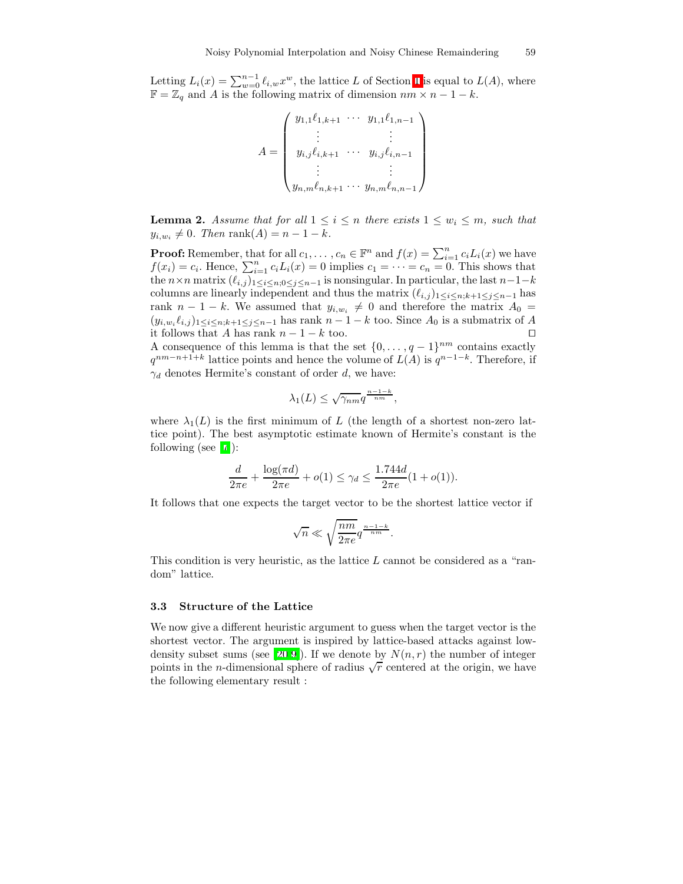Letting $L_i(x) = \sum_{w=0}^{n-1} \ell_{i,w} x^w$, the lattice $L$ of Section 1 is equal to $L(A)$, where $\mathbb{F} = \mathbb{Z}_q$ and $A$ is the following matrix of dimension $nm \times n - 1 - k$.

$$A = \begin{pmatrix} y_{1,1}\ell_{1,k+1} & \cdots & y_{1,1}\ell_{1,n-1} \\ \vdots & & \vdots \\ y_{i,j}\ell_{i,k+1} & \cdots & y_{i,j}\ell_{i,n-1} \\ \vdots & & \vdots \\ y_{n,m}\ell_{n,k+1} & \cdots & y_{n,m}\ell_{n,n-1} \end{pmatrix}$$

**Lemma 2.** *Assume that for all $1 \le i \le n$ there exists $1 \le w_i \le m$, such that $y_{i,w_i} \neq 0$. Then $\operatorname{rank}(A) = n - 1 - k$.*

**Proof:** Remember, that for all $c_1, \ldots, c_n \in \mathbb{F}^n$ and $f(x) = \sum_{i=1}^n c_i L_i(x)$ we have $f(x_i) = c_i$. Hence, $\sum_{i=1}^n c_i L_i(x) = 0$ implies $c_1 = \cdots = c_n = 0$. This shows that the $n \times n$ matrix $(\ell_{i,j})_{1 \le i \le n; 0 \le j \le n-1}$ is nonsingular. In particular, the last $n-1-k$ columns are linearly independent and thus the matrix $(\ell_{i,j})_{1 \le i \le n; k+1 \le j \le n-1}$ has rank $n - 1 - k$. We assumed that $y_{i,w_i} \neq 0$ and therefore the matrix $A_0 = (y_{i,w_i}\ell_{i,j})_{1 \le i \le n; k+1 \le j \le n-1}$ has rank $n - 1 - k$ too. Since $A_0$ is a submatrix of $A$ it follows that $A$ has rank $n - 1 - k$ too. ◻

A consequence of this lemma is that the set $\{0, \ldots, q-1\}^{nm}$ contains exactly $q^{nm-n+1+k}$ lattice points and hence the volume of $L(A)$ is $q^{n-1-k}$. Therefore, if $\gamma_d$ denotes Hermite's constant of order $d$, we have:

$$\lambda_1(L) \le \sqrt{\gamma_{nm}} q^{\frac{n-1-k}{nm}},$$

where $\lambda_1(L)$ is the first minimum of $L$ (the length of a shortest non-zero lattice point). The best asymptotic estimate known of Hermite's constant is the following (see [7]):

$$\frac{d}{2\pi e} + \frac{\log(\pi d)}{2\pi e} + o(1) \le \gamma_d \le \frac{1.744d}{2\pi e}(1 + o(1)).$$

It follows that one expects the target vector to be the shortest lattice vector if

$$\sqrt{n} \ll \sqrt{\frac{nm}{2\pi e}} q^{\frac{n-1-k}{nm}}.$$

This condition is very heuristic, as the lattice $L$ cannot be considered as a "random" lattice.

### 3.3 Structure of the Lattice

We now give a different heuristic argument to guess when the target vector is the shortest vector. The argument is inspired by lattice-based attacks against low-density subset sums (see [20,9]). If we denote by $N(n, r)$ the number of integer points in the $n$-dimensional sphere of radius $\sqrt{r}$ centered at the origin, we have the following elementary result :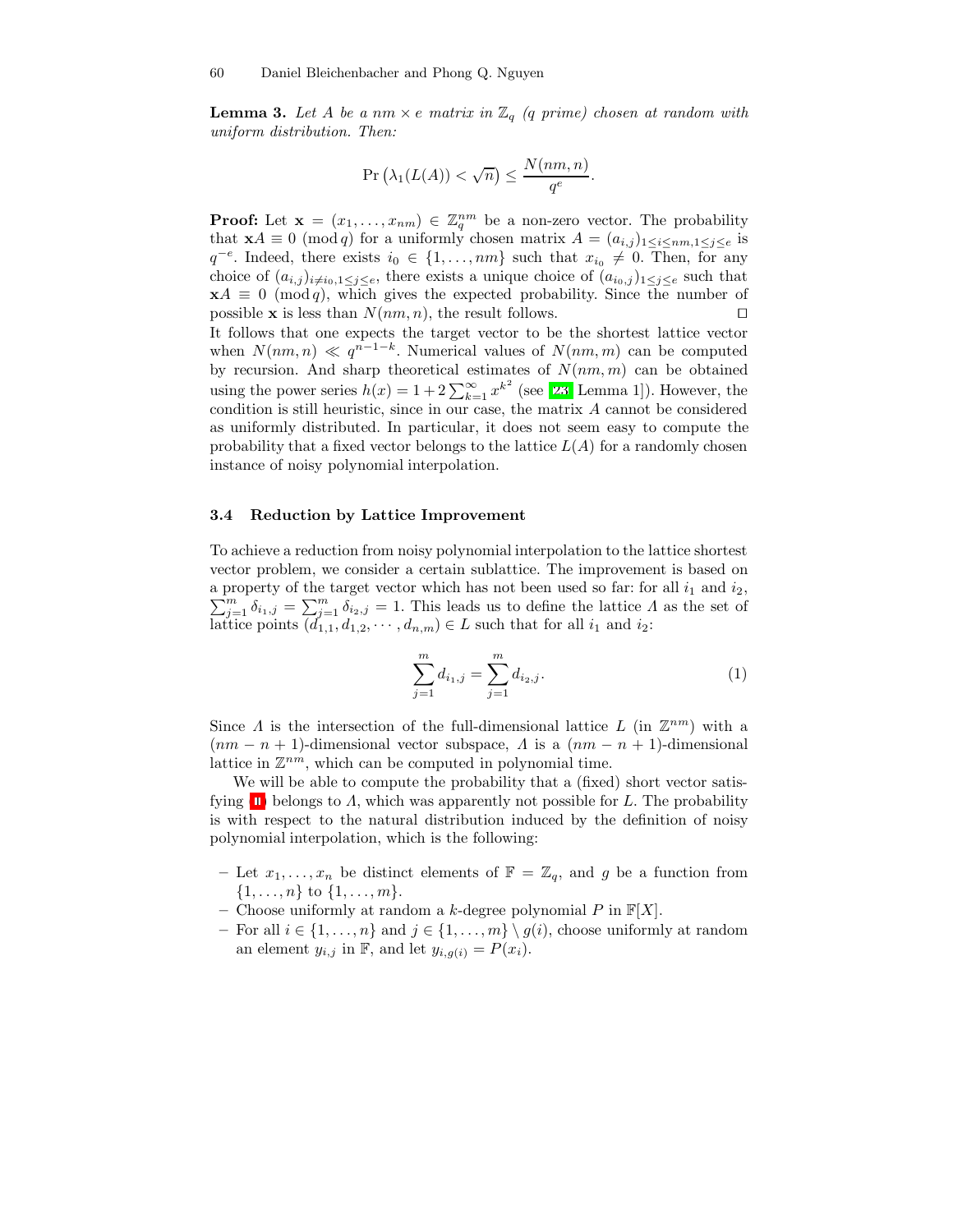**Lemma 3.** *Let $A$ be a $nm \times e$ matrix in $\mathbb{Z}_q$ ($q$ prime) chosen at random with uniform distribution. Then:*

$$\Pr\left(\lambda_1(L(A)) < \sqrt{n}\right) \leq \frac{N(nm,n)}{q^e}.$$

**Proof:** Let $\mathbf{x} = (x_1, \ldots, x_{nm}) \in \mathbb{Z}_q^{nm}$ be a non-zero vector. The probability that $\mathbf{x}A \equiv 0 \pmod{q}$ for a uniformly chosen matrix $A = (a_{i,j})_{1 \leq i \leq nm, 1 \leq j \leq e}$ is $q^{-e}$. Indeed, there exists $i_0 \in \{1, \ldots, nm\}$ such that $x_{i_0} \neq 0$. Then, for any choice of $(a_{i,j})_{i \neq i_0, 1 \leq j \leq e}$, there exists a unique choice of $(a_{i_0,j})_{1 \leq j \leq e}$ such that $\mathbf{x}A \equiv 0 \pmod{q}$, which gives the expected probability. Since the number of possible $\mathbf{x}$ is less than $N(nm,n)$, the result follows. □

It follows that one expects the target vector to be the shortest lattice vector when $N(nm,n) \ll q^{n-1-k}$. Numerical values of $N(nm,m)$ can be computed by recursion. And sharp theoretical estimates of $N(nm,m)$ can be obtained using the power series $h(x) = 1 + 2\sum_{k=1}^{\infty} x^{k^2}$ (see [23, Lemma 1]). However, the condition is still heuristic, since in our case, the matrix $A$ cannot be considered as uniformly distributed. In particular, it does not seem easy to compute the probability that a fixed vector belongs to the lattice $L(A)$ for a randomly chosen instance of noisy polynomial interpolation.

### 3.4 Reduction by Lattice Improvement

To achieve a reduction from noisy polynomial interpolation to the lattice shortest vector problem, we consider a certain sublattice. The improvement is based on a property of the target vector which has not been used so far: for all $i_1$ and $i_2$, $\sum_{j=1}^{m} \delta_{i_1,j} = \sum_{j=1}^{m} \delta_{i_2,j} = 1$. This leads us to define the lattice $\Lambda$ as the set of lattice points $(d_{1,1}, d_{1,2}, \cdots, d_{n,m}) \in L$ such that for all $i_1$ and $i_2$:

$$\sum_{j=1}^{m} d_{i_1,j} = \sum_{j=1}^{m} d_{i_2,j}. \tag{1}$$

Since $\Lambda$ is the intersection of the full-dimensional lattice $L$ (in $\mathbb{Z}^{nm}$) with a $(nm - n + 1)$-dimensional vector subspace, $\Lambda$ is a $(nm - n + 1)$-dimensional lattice in $\mathbb{Z}^{nm}$, which can be computed in polynomial time.

We will be able to compute the probability that a (fixed) short vector satisfying (1) belongs to $\Lambda$, which was apparently not possible for $L$. The probability is with respect to the natural distribution induced by the definition of noisy polynomial interpolation, which is the following:

- Let $x_1, \ldots, x_n$ be distinct elements of $\mathbb{F} = \mathbb{Z}_q$, and $g$ be a function from $\{1, \ldots, n\}$ to $\{1, \ldots, m\}$.
- Choose uniformly at random a $k$-degree polynomial $P$ in $\mathbb{F}[X]$.
- For all $i \in \{1, \ldots, n\}$ and $j \in \{1, \ldots, m\} \setminus g(i)$, choose uniformly at random an element $y_{i,j}$ in $\mathbb{F}$, and let $y_{i,g(i)} = P(x_i)$.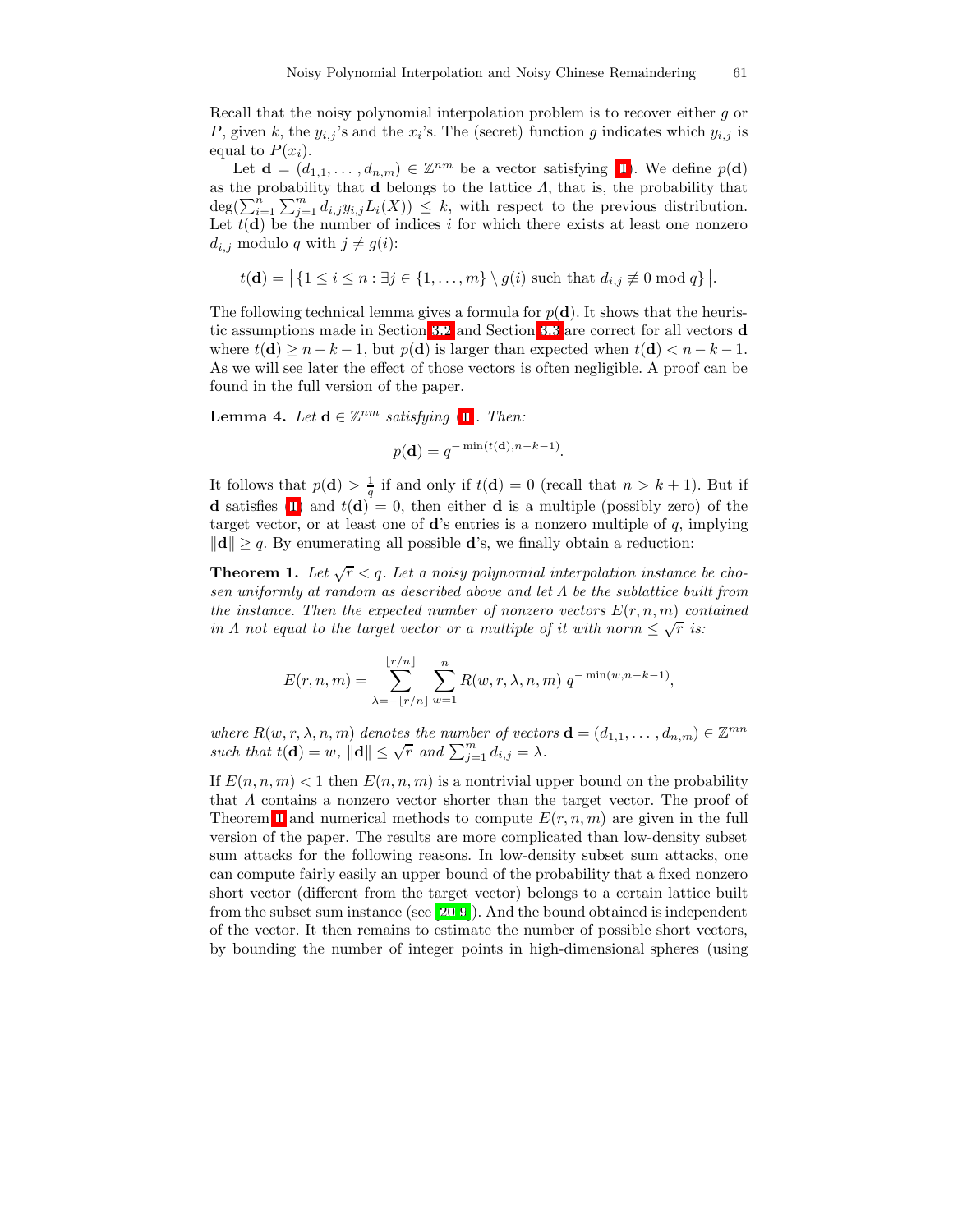Recall that the noisy polynomial interpolation problem is to recover either $g$ or $P$, given $k$, the $y_{i,j}$'s and the $x_i$'s. The (secret) function $g$ indicates which $y_{i,j}$ is equal to $P(x_i)$.

Let $\mathbf{d} = (d_{1,1}, \ldots, d_{n,m}) \in \mathbb{Z}^{nm}$ be a vector satisfying (1). We define $p(\mathbf{d})$ as the probability that $\mathbf{d}$ belongs to the lattice $\Lambda$, that is, the probability that $\deg(\sum_{i=1}^{n} \sum_{j=1}^{m} d_{i,j} y_{i,j} L_i(X)) \leq k$, with respect to the previous distribution. Let $t(\mathbf{d})$ be the number of indices $i$ for which there exists at least one nonzero $d_{i,j}$ modulo $q$ with $j \neq g(i)$:

$$t(\mathbf{d}) = \left| \{1 \leq i \leq n : \exists j \in \{1, \ldots, m\} \setminus g(i) \text{ such that } d_{i,j} \not\equiv 0 \bmod q\} \right|.$$

The following technical lemma gives a formula for $p(\mathbf{d})$. It shows that the heuristic assumptions made in Section 3.2 and Section 3.3 are correct for all vectors $\mathbf{d}$ where $t(\mathbf{d}) \geq n - k - 1$, but $p(\mathbf{d})$ is larger than expected when $t(\mathbf{d}) < n - k - 1$. As we will see later the effect of those vectors is often negligible. A proof can be found in the full version of the paper.

**Lemma 4.** *Let $\mathbf{d} \in \mathbb{Z}^{nm}$ satisfying (1). Then:*

$$p(\mathbf{d}) = q^{-\min(t(\mathbf{d}), n-k-1)}.$$

It follows that $p(\mathbf{d}) > \frac{1}{q}$ if and only if $t(\mathbf{d}) = 0$ (recall that $n > k + 1$). But if $\mathbf{d}$ satisfies (1) and $t(\mathbf{d}) = 0$, then either $\mathbf{d}$ is a multiple (possibly zero) of the target vector, or at least one of $\mathbf{d}$'s entries is a nonzero multiple of $q$, implying $\|\mathbf{d}\| \geq q$. By enumerating all possible $\mathbf{d}$'s, we finally obtain a reduction:

**Theorem 1.** *Let $\sqrt{r} < q$. Let a noisy polynomial interpolation instance be chosen uniformly at random as described above and let $\Lambda$ be the sublattice built from the instance. Then the expected number of nonzero vectors $E(r, n, m)$ contained in $\Lambda$ not equal to the target vector or a multiple of it with norm $\leq \sqrt{r}$ is:*

$$E(r, n, m) = \sum_{\lambda=-\lfloor r/n \rfloor}^{\lfloor r/n \rfloor} \sum_{w=1}^{n} R(w, r, \lambda, n, m)\, q^{-\min(w, n-k-1)},$$

*where $R(w, r, \lambda, n, m)$ denotes the number of vectors $\mathbf{d} = (d_{1,1}, \ldots, d_{n,m}) \in \mathbb{Z}^{mn}$ such that $t(\mathbf{d}) = w$, $\|\mathbf{d}\| \leq \sqrt{r}$ and $\sum_{j=1}^{m} d_{i,j} = \lambda$.*

If $E(n, n, m) < 1$ then $E(n, n, m)$ is a nontrivial upper bound on the probability that $\Lambda$ contains a nonzero vector shorter than the target vector. The proof of Theorem 1 and numerical methods to compute $E(r, n, m)$ are given in the full version of the paper. The results are more complicated than low-density subset sum attacks for the following reasons. In low-density subset sum attacks, one can compute fairly easily an upper bound of the probability that a fixed nonzero short vector (different from the target vector) belongs to a certain lattice built from the subset sum instance (see [20, 9]). And the bound obtained is independent of the vector. It then remains to estimate the number of possible short vectors, by bounding the number of integer points in high-dimensional spheres (using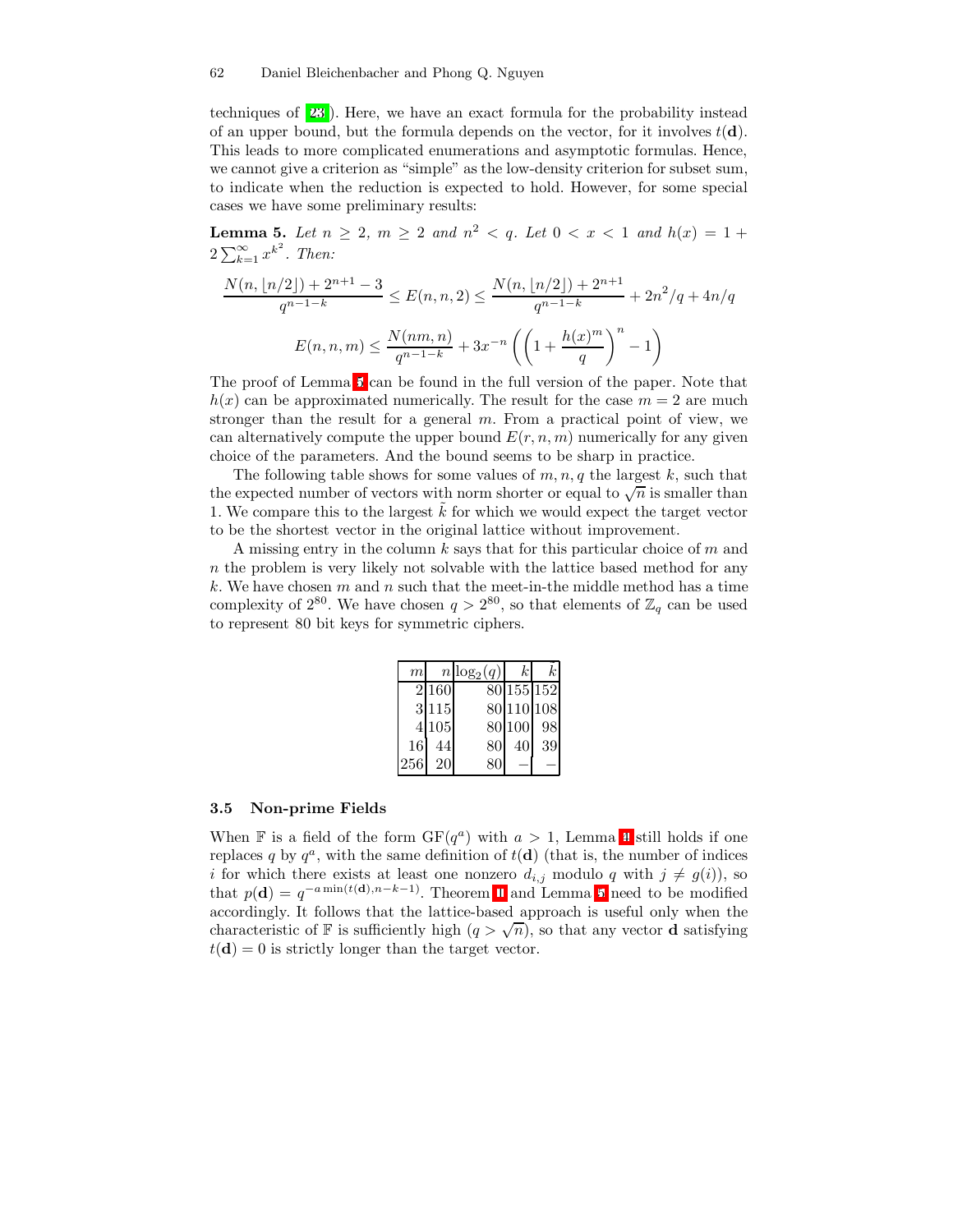techniques of [23]). Here, we have an exact formula for the probability instead of an upper bound, but the formula depends on the vector, for it involves $t(\mathbf{d})$. This leads to more complicated enumerations and asymptotic formulas. Hence, we cannot give a criterion as "simple" as the low-density criterion for subset sum, to indicate when the reduction is expected to hold. However, for some special cases we have some preliminary results:

**Lemma 5.** *Let $n \geq 2$, $m \geq 2$ and $n^2 < q$. Let $0 < x < 1$ and $h(x) = 1 + 2\sum_{k=1}^{\infty} x^{k^2}$. Then:*

$$\frac{N(n, \lfloor n/2 \rfloor) + 2^{n+1} - 3}{q^{n-1-k}} \leq E(n,n,2) \leq \frac{N(n, \lfloor n/2 \rfloor) + 2^{n+1}}{q^{n-1-k}} + 2n^2/q + 4n/q$$

$$E(n,n,m) \leq \frac{N(nm,n)}{q^{n-1-k}} + 3x^{-n}\left(\left(1 + \frac{h(x)^m}{q}\right)^n - 1\right)$$

The proof of Lemma 5 can be found in the full version of the paper. Note that $h(x)$ can be approximated numerically. The result for the case $m = 2$ are much stronger than the result for a general $m$. From a practical point of view, we can alternatively compute the upper bound $E(r, n, m)$ numerically for any given choice of the parameters. And the bound seems to be sharp in practice.

The following table shows for some values of $m, n, q$ the largest $k$, such that the expected number of vectors with norm shorter or equal to $\sqrt{n}$ is smaller than 1. We compare this to the largest $\tilde{k}$ for which we would expect the target vector to be the shortest vector in the original lattice without improvement.

A missing entry in the column $k$ says that for this particular choice of $m$ and $n$ the problem is very likely not solvable with the lattice based method for any $k$. We have chosen $m$ and $n$ such that the meet-in-the middle method has a time complexity of $2^{80}$. We have chosen $q > 2^{80}$, so that elements of $\mathbb{Z}_q$ can be used to represent 80 bit keys for symmetric ciphers.

| $m$ | $n$ | $\log_2(q)$ | $k$ | $\tilde{k}$ |
|---|---|---|---|---|
| 2 | 160 | 80 | 155 | 152 |
| 3 | 115 | 80 | 110 | 108 |
| 4 | 105 | 80 | 100 | 98 |
| 16 | 44 | 80 | 40 | 39 |
| 256 | 20 | 80 | – | – |

### 3.5 Non-prime Fields

When $\mathbb{F}$ is a field of the form $\mathrm{GF}(q^a)$ with $a > 1$, Lemma 4 still holds if one replaces $q$ by $q^a$, with the same definition of $t(\mathbf{d})$ (that is, the number of indices $i$ for which there exists at least one nonzero $d_{i,j}$ modulo $q$ with $j \neq g(i)$), so that $p(\mathbf{d}) = q^{-a\min(t(\mathbf{d}), n-k-1)}$. Theorem 1 and Lemma 5 need to be modified accordingly. It follows that the lattice-based approach is useful only when the characteristic of $\mathbb{F}$ is sufficiently high ($q > \sqrt{n}$), so that any vector $\mathbf{d}$ satisfying $t(\mathbf{d}) = 0$ is strictly longer than the target vector.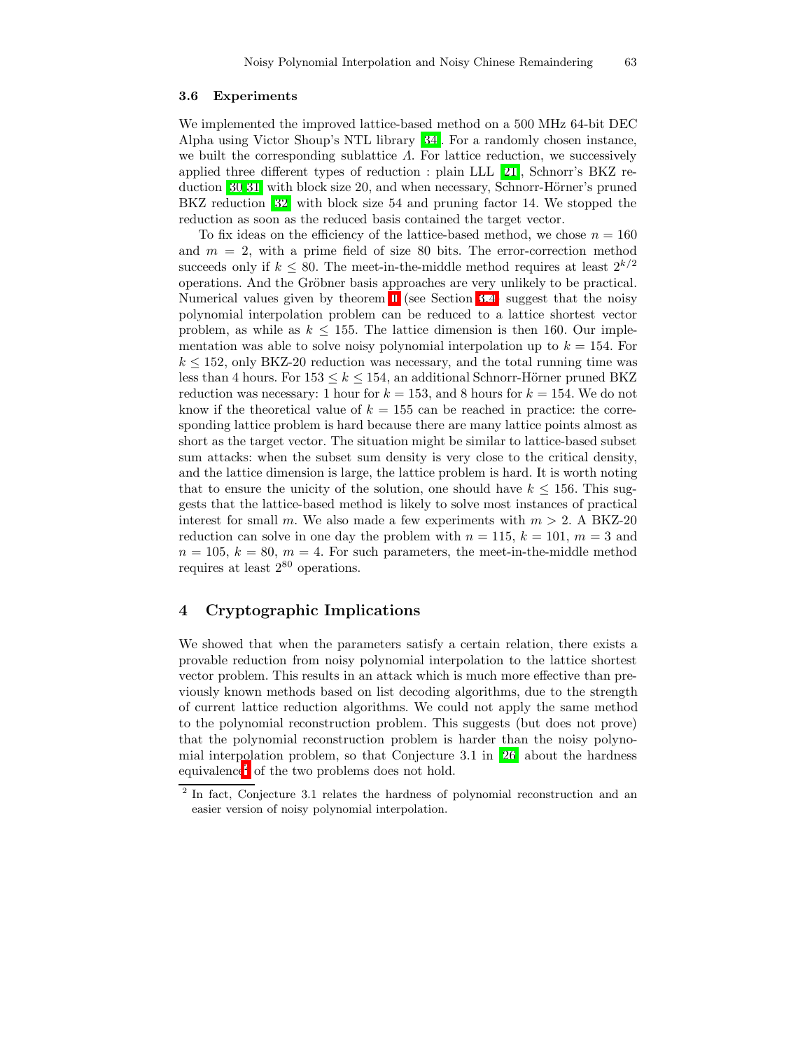### 3.6 Experiments

We implemented the improved lattice-based method on a 500 MHz 64-bit DEC Alpha using Victor Shoup's NTL library [34]. For a randomly chosen instance, we built the corresponding sublattice $\Lambda$. For lattice reduction, we successively applied three different types of reduction : plain LLL [21], Schnorr's BKZ reduction [30,31] with block size 20, and when necessary, Schnorr-Hörner's pruned BKZ reduction [32] with block size 54 and pruning factor 14. We stopped the reduction as soon as the reduced basis contained the target vector.

To fix ideas on the efficiency of the lattice-based method, we chose $n = 160$ and $m = 2$, with a prime field of size 80 bits. The error-correction method succeeds only if $k \leq 80$. The meet-in-the-middle method requires at least $2^{k/2}$ operations. And the Gröbner basis approaches are very unlikely to be practical. Numerical values given by theorem 1 (see Section 3.4) suggest that the noisy polynomial interpolation problem can be reduced to a lattice shortest vector problem, as while as $k \leq 155$. The lattice dimension is then 160. Our implementation was able to solve noisy polynomial interpolation up to $k = 154$. For $k \leq 152$, only BKZ-20 reduction was necessary, and the total running time was less than 4 hours. For $153 \leq k \leq 154$, an additional Schnorr-Hörner pruned BKZ reduction was necessary: 1 hour for $k = 153$, and 8 hours for $k = 154$. We do not know if the theoretical value of $k = 155$ can be reached in practice: the corresponding lattice problem is hard because there are many lattice points almost as short as the target vector. The situation might be similar to lattice-based subset sum attacks: when the subset sum density is very close to the critical density, and the lattice dimension is large, the lattice problem is hard. It is worth noting that to ensure the unicity of the solution, one should have $k \leq 156$. This suggests that the lattice-based method is likely to solve most instances of practical interest for small $m$. We also made a few experiments with $m > 2$. A BKZ-20 reduction can solve in one day the problem with $n = 115$, $k = 101$, $m = 3$ and $n = 105$, $k = 80$, $m = 4$. For such parameters, the meet-in-the-middle method requires at least $2^{80}$ operations.

## 4 Cryptographic Implications

We showed that when the parameters satisfy a certain relation, there exists a provable reduction from noisy polynomial interpolation to the lattice shortest vector problem. This results in an attack which is much more effective than previously known methods based on list decoding algorithms, due to the strength of current lattice reduction algorithms. We could not apply the same method to the polynomial reconstruction problem. This suggests (but does not prove) that the polynomial reconstruction problem is harder than the noisy polynomial interpolation problem, so that Conjecture 3.1 in [26] about the hardness equivalence[2] of the two problems does not hold.

[2] In fact, Conjecture 3.1 relates the hardness of polynomial reconstruction and an easier version of noisy polynomial interpolation.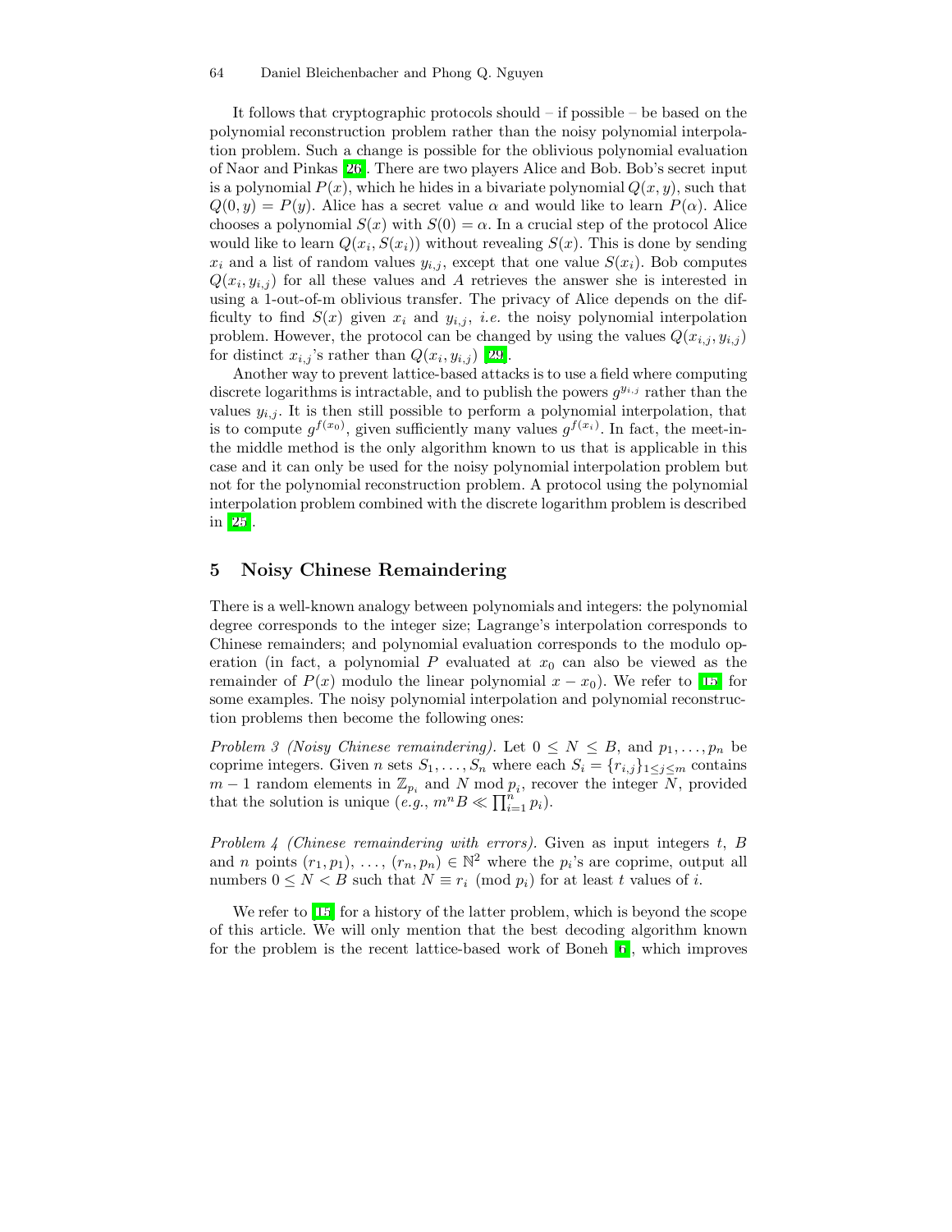It follows that cryptographic protocols should – if possible – be based on the polynomial reconstruction problem rather than the noisy polynomial interpolation problem. Such a change is possible for the oblivious polynomial evaluation of Naor and Pinkas [26]. There are two players Alice and Bob. Bob's secret input is a polynomial $P(x)$, which he hides in a bivariate polynomial $Q(x, y)$, such that $Q(0, y) = P(y)$. Alice has a secret value $\alpha$ and would like to learn $P(\alpha)$. Alice chooses a polynomial $S(x)$ with $S(0) = \alpha$. In a crucial step of the protocol Alice would like to learn $Q(x_i, S(x_i))$ without revealing $S(x)$. This is done by sending $x_i$ and a list of random values $y_{i,j}$, except that one value $S(x_i)$. Bob computes $Q(x_i, y_{i,j})$ for all these values and $A$ retrieves the answer she is interested in using a 1-out-of-m oblivious transfer. The privacy of Alice depends on the difficulty to find $S(x)$ given $x_i$ and $y_{i,j}$, *i.e.* the noisy polynomial interpolation problem. However, the protocol can be changed by using the values $Q(x_{i,j}, y_{i,j})$ for distinct $x_{i,j}$'s rather than $Q(x_i, y_{i,j})$ [29].

Another way to prevent lattice-based attacks is to use a field where computing discrete logarithms is intractable, and to publish the powers $g^{y_{i,j}}$ rather than the values $y_{i,j}$. It is then still possible to perform a polynomial interpolation, that is to compute $g^{f(x_0)}$, given sufficiently many values $g^{f(x_i)}$. In fact, the meet-in-the middle method is the only algorithm known to us that is applicable in this case and it can only be used for the noisy polynomial interpolation problem but not for the polynomial reconstruction problem. A protocol using the polynomial interpolation problem combined with the discrete logarithm problem is described in [25].

## 5 Noisy Chinese Remaindering

There is a well-known analogy between polynomials and integers: the polynomial degree corresponds to the integer size; Lagrange's interpolation corresponds to Chinese remainders; and polynomial evaluation corresponds to the modulo operation (in fact, a polynomial $P$ evaluated at $x_0$ can also be viewed as the remainder of $P(x)$ modulo the linear polynomial $x - x_0$). We refer to [15] for some examples. The noisy polynomial interpolation and polynomial reconstruction problems then become the following ones:

*Problem 3 (Noisy Chinese remaindering).* Let $0 \leq N \leq B$, and $p_1, \ldots, p_n$ be coprime integers. Given $n$ sets $S_1, \ldots, S_n$ where each $S_i = \{r_{i,j}\}_{1 \leq j \leq m}$ contains $m - 1$ random elements in $\mathbb{Z}_{p_i}$ and $N \bmod p_i$, recover the integer $N$, provided that the solution is unique (*e.g.*, $m^n B \ll \prod_{i=1}^{n} p_i$).

*Problem 4 (Chinese remaindering with errors).* Given as input integers $t$, $B$ and $n$ points $(r_1, p_1), \ldots, (r_n, p_n) \in \mathbb{N}^2$ where the $p_i$'s are coprime, output all numbers $0 \leq N < B$ such that $N \equiv r_i \pmod{p_i}$ for at least $t$ values of $i$.

We refer to [15] for a history of the latter problem, which is beyond the scope of this article. We will only mention that the best decoding algorithm known for the problem is the recent lattice-based work of Boneh [6], which improves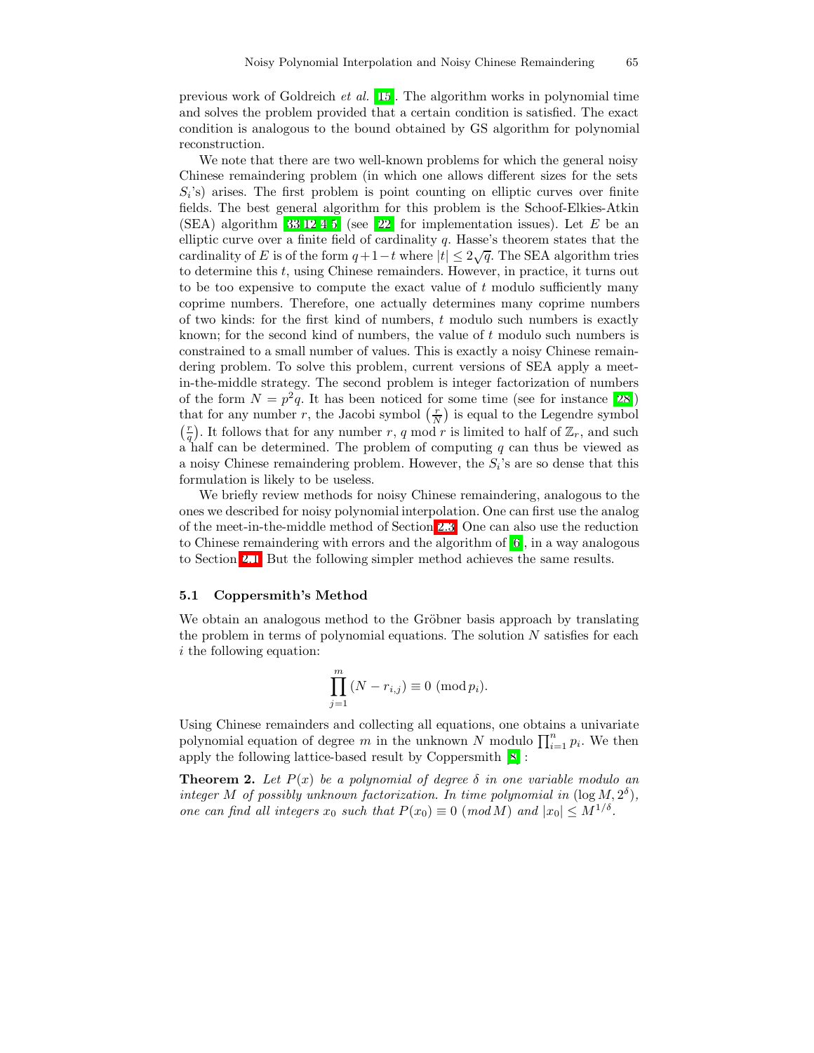previous work of Goldreich *et al.* [15]. The algorithm works in polynomial time and solves the problem provided that a certain condition is satisfied. The exact condition is analogous to the bound obtained by GS algorithm for polynomial reconstruction.

We note that there are two well-known problems for which the general noisy Chinese remaindering problem (in which one allows different sizes for the sets $S_i$'s) arises. The first problem is point counting on elliptic curves over finite fields. The best general algorithm for this problem is the Schoof-Elkies-Atkin (SEA) algorithm [33,12,4,5] (see [22] for implementation issues). Let $E$ be an elliptic curve over a finite field of cardinality $q$. Hasse's theorem states that the cardinality of $E$ is of the form $q+1-t$ where $|t| \leq 2\sqrt{q}$. The SEA algorithm tries to determine this $t$, using Chinese remainders. However, in practice, it turns out to be too expensive to compute the exact value of $t$ modulo sufficiently many coprime numbers. Therefore, one actually determines many coprime numbers of two kinds: for the first kind of numbers, $t$ modulo such numbers is exactly known; for the second kind of numbers, the value of $t$ modulo such numbers is constrained to a small number of values. This is exactly a noisy Chinese remaindering problem. To solve this problem, current versions of SEA apply a meet-in-the-middle strategy. The second problem is integer factorization of numbers of the form $N = p^2 q$. It has been noticed for some time (see for instance [28]) that for any number $r$, the Jacobi symbol $\left(\frac{r}{N}\right)$ is equal to the Legendre symbol $\left(\frac{r}{q}\right)$. It follows that for any number $r$, $q \bmod r$ is limited to half of $\mathbb{Z}_r$, and such a half can be determined. The problem of computing $q$ can thus be viewed as a noisy Chinese remaindering problem. However, the $S_i$'s are so dense that this formulation is likely to be useless.

We briefly review methods for noisy Chinese remaindering, analogous to the ones we described for noisy polynomial interpolation. One can first use the analog of the meet-in-the-middle method of Section 2.3. One can also use the reduction to Chinese remaindering with errors and the algorithm of [6], in a way analogous to Section 2.1. But the following simpler method achieves the same results.

### 5.1 Coppersmith's Method

We obtain an analogous method to the Gröbner basis approach by translating the problem in terms of polynomial equations. The solution $N$ satisfies for each $i$ the following equation:

$$\prod_{j=1}^{m} (N - r_{i,j}) \equiv 0 \pmod{p_i}.$$

Using Chinese remainders and collecting all equations, one obtains a univariate polynomial equation of degree $m$ in the unknown $N$ modulo $\prod_{i=1}^{n} p_i$. We then apply the following lattice-based result by Coppersmith [8]:

**Theorem 2.** *Let $P(x)$ be a polynomial of degree $\delta$ in one variable modulo an integer $M$ of possibly unknown factorization. In time polynomial in $(\log M, 2^{\delta})$, one can find all integers $x_0$ such that $P(x_0) \equiv 0 \ (mod\, M)$ and $|x_0| \leq M^{1/\delta}$.*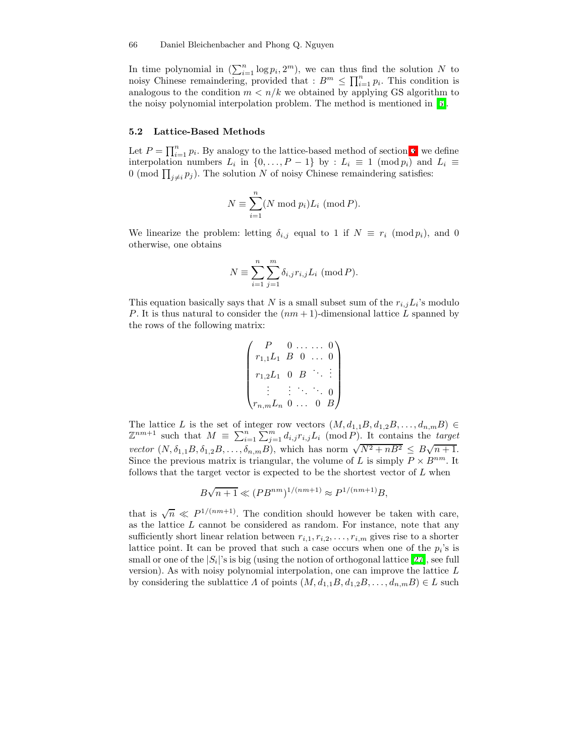In time polynomial in $(\sum_{i=1}^n \log p_i, 2^m)$, we can thus find the solution $N$ to noisy Chinese remaindering, provided that : $B^m \leq \prod_{i=1}^n p_i$. This condition is analogous to the condition $m < n/k$ we obtained by applying GS algorithm to the noisy polynomial interpolation problem. The method is mentioned in [6].

### 5.2 Lattice-Based Methods

Let $P = \prod_{i=1}^n p_i$. By analogy to the lattice-based method of section 3 we define interpolation numbers $L_i$ in $\{0, \ldots, P-1\}$ by : $L_i \equiv 1 \pmod{p_i}$ and $L_i \equiv 0 \pmod{\prod_{j \neq i} p_j}$. The solution $N$ of noisy Chinese remaindering satisfies:

$$N \equiv \sum_{i=1}^n (N \bmod p_i) L_i \pmod{P}.$$

We linearize the problem: letting $\delta_{i,j}$ equal to 1 if $N \equiv r_i \pmod{p_i}$, and 0 otherwise, one obtains

$$N \equiv \sum_{i=1}^n \sum_{j=1}^m \delta_{i,j} r_{i,j} L_i \pmod{P}.$$

This equation basically says that $N$ is a small subset sum of the $r_{i,j}L_i$'s modulo $P$. It is thus natural to consider the $(nm+1)$-dimensional lattice $L$ spanned by the rows of the following matrix:

$$\begin{pmatrix} P & 0 & \ldots & \ldots & 0 \\ r_{1,1}L_1 & B & 0 & \ldots & 0 \\ r_{1,2}L_1 & 0 & B & \ddots & \vdots \\ \vdots & \vdots & \ddots & \ddots & 0 \\ r_{n,m}L_n & 0 & \ldots & 0 & B \end{pmatrix}$$

The lattice $L$ is the set of integer row vectors $(M, d_{1,1}B, d_{1,2}B, \ldots, d_{n,m}B) \in \mathbb{Z}^{nm+1}$ such that $M \equiv \sum_{i=1}^n \sum_{j=1}^m d_{i,j} r_{i,j} L_i \pmod{P}$. It contains the *target vector* $(N, \delta_{1,1}B, \delta_{1,2}B, \ldots, \delta_{n,m}B)$, which has norm $\sqrt{N^2 + nB^2} \leq B\sqrt{n+1}$. Since the previous matrix is triangular, the volume of $L$ is simply $P \times B^{nm}$. It follows that the target vector is expected to be the shortest vector of $L$ when

$$B\sqrt{n+1} \ll (PB^{nm})^{1/(nm+1)} \approx P^{1/(nm+1)}B,$$

that is $\sqrt{n} \ll P^{1/(nm+1)}$. The condition should however be taken with care, as the lattice $L$ cannot be considered as random. For instance, note that any sufficiently short linear relation between $r_{i,1}, r_{i,2}, \ldots, r_{i,m}$ gives rise to a shorter lattice point. It can be proved that such a case occurs when one of the $p_i$'s is small or one of the $|S_i|$'s is big (using the notion of orthogonal lattice [27], see full version). As with noisy polynomial interpolation, one can improve the lattice $L$ by considering the sublattice $\Lambda$ of points $(M, d_{1,1}B, d_{1,2}B, \ldots, d_{n,m}B) \in L$ such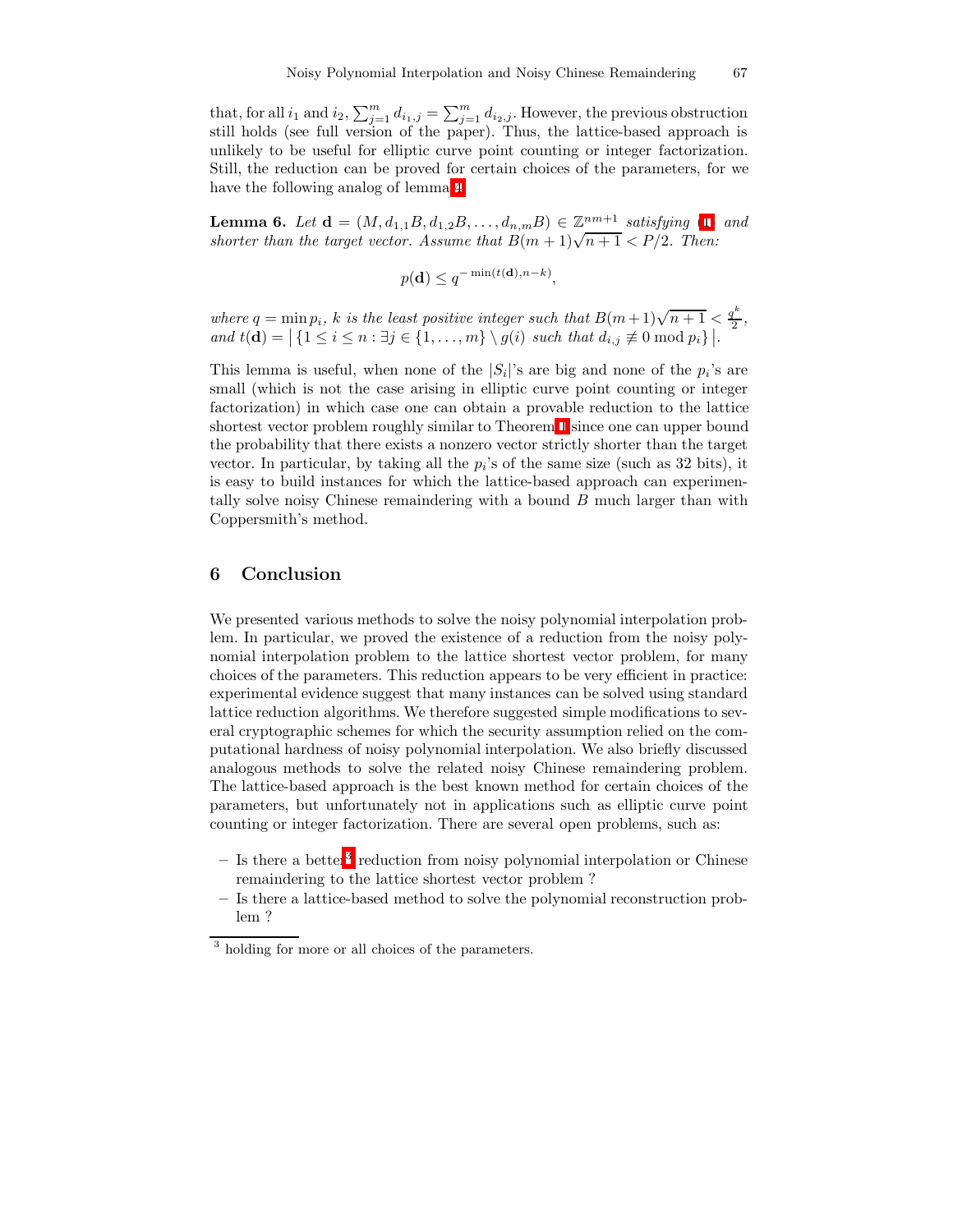that, for all $i_1$ and $i_2$, $\sum_{j=1}^{m} d_{i_1,j} = \sum_{j=1}^{m} d_{i_2,j}$. However, the previous obstruction still holds (see full version of the paper). Thus, the lattice-based approach is unlikely to be useful for elliptic curve point counting or integer factorization. Still, the reduction can be proved for certain choices of the parameters, for we have the following analog of lemma 4.

**Lemma 6.** *Let* $\mathbf{d} = (M, d_{1,1}B, d_{1,2}B, \ldots, d_{n,m}B) \in \mathbb{Z}^{nm+1}$ *satisfying* (1) *and shorter than the target vector. Assume that* $B(m+1)\sqrt{n+1} < P/2$*. Then:*

$$p(\mathbf{d}) \leq q^{-\min(t(\mathbf{d}), n-k)},$$

*where* $q = \min p_i$*,* $k$ *is the least positive integer such that* $B(m+1)\sqrt{n+1} < \frac{q^k}{2}$*, and* $t(\mathbf{d}) = \left| \{1 \leq i \leq n : \exists j \in \{1, \ldots, m\} \setminus g(i) \text{ such that } d_{i,j} \not\equiv 0 \bmod p_i\} \right|$.

This lemma is useful, when none of the $|S_i|$'s are big and none of the $p_i$'s are small (which is not the case arising in elliptic curve point counting or integer factorization) in which case one can obtain a provable reduction to the lattice shortest vector problem roughly similar to Theorem 1 since one can upper bound the probability that there exists a nonzero vector strictly shorter than the target vector. In particular, by taking all the $p_i$'s of the same size (such as 32 bits), it is easy to build instances for which the lattice-based approach can experimentally solve noisy Chinese remaindering with a bound $B$ much larger than with Coppersmith's method.

## 6 Conclusion

We presented various methods to solve the noisy polynomial interpolation problem. In particular, we proved the existence of a reduction from the noisy polynomial interpolation problem to the lattice shortest vector problem, for many choices of the parameters. This reduction appears to be very efficient in practice: experimental evidence suggest that many instances can be solved using standard lattice reduction algorithms. We therefore suggested simple modifications to several cryptographic schemes for which the security assumption relied on the computational hardness of noisy polynomial interpolation. We also briefly discussed analogous methods to solve the related noisy Chinese remaindering problem. The lattice-based approach is the best known method for certain choices of the parameters, but unfortunately not in applications such as elliptic curve point counting or integer factorization. There are several open problems, such as:

- Is there a better[3] reduction from noisy polynomial interpolation or Chinese remaindering to the lattice shortest vector problem ?
- Is there a lattice-based method to solve the polynomial reconstruction problem ?

[3] holding for more or all choices of the parameters.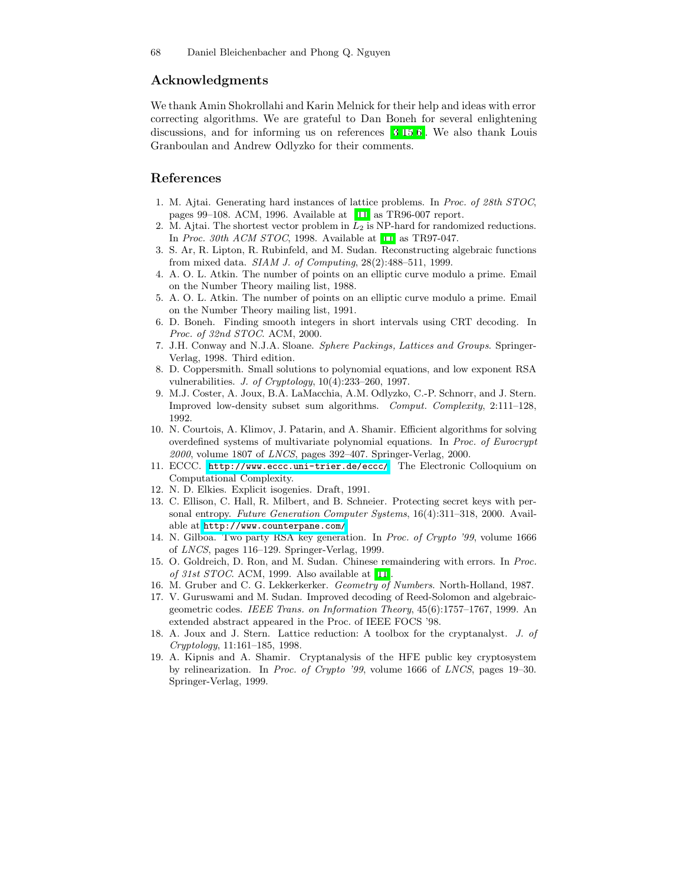## Acknowledgments

We thank Amin Shokrollahi and Karin Melnick for their help and ideas with error correcting algorithms. We are grateful to Dan Boneh for several enlightening discussions, and for informing us on references [3,15,6]. We also thank Louis Granboulan and Andrew Odlyzko for their comments.

## References

1. M. Ajtai. Generating hard instances of lattice problems. In *Proc. of 28th STOC*, pages 99–108. ACM, 1996. Available at [11] as TR96-007 report.
2. M. Ajtai. The shortest vector problem in $L_2$ is NP-hard for randomized reductions. In *Proc. 30th ACM STOC*, 1998. Available at [11] as TR97-047.
3. S. Ar, R. Lipton, R. Rubinfeld, and M. Sudan. Reconstructing algebraic functions from mixed data. *SIAM J. of Computing*, 28(2):488–511, 1999.
4. A. O. L. Atkin. The number of points on an elliptic curve modulo a prime. Email on the Number Theory mailing list, 1988.
5. A. O. L. Atkin. The number of points on an elliptic curve modulo a prime. Email on the Number Theory mailing list, 1991.
6. D. Boneh. Finding smooth integers in short intervals using CRT decoding. In *Proc. of 32nd STOC*. ACM, 2000.
7. J.H. Conway and N.J.A. Sloane. *Sphere Packings, Lattices and Groups*. Springer-Verlag, 1998. Third edition.
8. D. Coppersmith. Small solutions to polynomial equations, and low exponent RSA vulnerabilities. *J. of Cryptology*, 10(4):233–260, 1997.
9. M.J. Coster, A. Joux, B.A. LaMacchia, A.M. Odlyzko, C.-P. Schnorr, and J. Stern. Improved low-density subset sum algorithms. *Comput. Complexity*, 2:111–128, 1992.
10. N. Courtois, A. Klimov, J. Patarin, and A. Shamir. Efficient algorithms for solving overdefined systems of multivariate polynomial equations. In *Proc. of Eurocrypt 2000*, volume 1807 of *LNCS*, pages 392–407. Springer-Verlag, 2000.
11. ECCC. `http://www.eccc.uni-trier.de/eccc/`. The Electronic Colloquium on Computational Complexity.
12. N. D. Elkies. Explicit isogenies. Draft, 1991.
13. C. Ellison, C. Hall, R. Milbert, and B. Schneier. Protecting secret keys with personal entropy. *Future Generation Computer Systems*, 16(4):311–318, 2000. Available at `http://www.counterpane.com/`.
14. N. Gilboa. Two party RSA key generation. In *Proc. of Crypto '99*, volume 1666 of *LNCS*, pages 116–129. Springer-Verlag, 1999.
15. O. Goldreich, D. Ron, and M. Sudan. Chinese remaindering with errors. In *Proc. of 31st STOC*. ACM, 1999. Also available at [11].
16. M. Gruber and C. G. Lekkerkerker. *Geometry of Numbers*. North-Holland, 1987.
17. V. Guruswami and M. Sudan. Improved decoding of Reed-Solomon and algebraic-geometric codes. *IEEE Trans. on Information Theory*, 45(6):1757–1767, 1999. An extended abstract appeared in the Proc. of IEEE FOCS '98.
18. A. Joux and J. Stern. Lattice reduction: A toolbox for the cryptanalyst. *J. of Cryptology*, 11:161–185, 1998.
19. A. Kipnis and A. Shamir. Cryptanalysis of the HFE public key cryptosystem by relinearization. In *Proc. of Crypto '99*, volume 1666 of *LNCS*, pages 19–30. Springer-Verlag, 1999.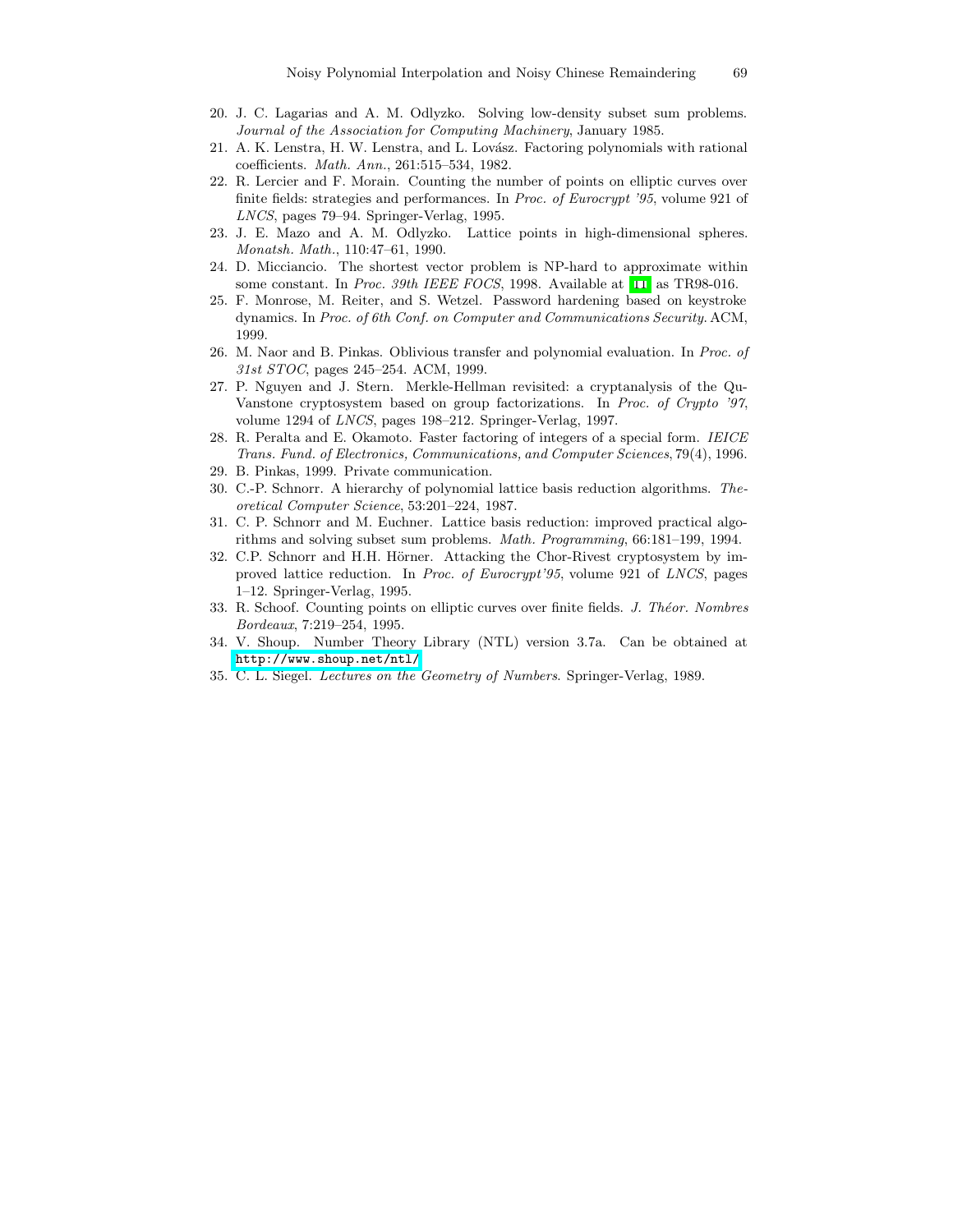20. J. C. Lagarias and A. M. Odlyzko. Solving low-density subset sum problems. *Journal of the Association for Computing Machinery*, January 1985.
21. A. K. Lenstra, H. W. Lenstra, and L. Lovász. Factoring polynomials with rational coefficients. *Math. Ann.*, 261:515–534, 1982.
22. R. Lercier and F. Morain. Counting the number of points on elliptic curves over finite fields: strategies and performances. In *Proc. of Eurocrypt '95*, volume 921 of *LNCS*, pages 79–94. Springer-Verlag, 1995.
23. J. E. Mazo and A. M. Odlyzko. Lattice points in high-dimensional spheres. *Monatsh. Math.*, 110:47–61, 1990.
24. D. Micciancio. The shortest vector problem is NP-hard to approximate within some constant. In *Proc. 39th IEEE FOCS*, 1998. Available at [11] as TR98-016.
25. F. Monrose, M. Reiter, and S. Wetzel. Password hardening based on keystroke dynamics. In *Proc. of 6th Conf. on Computer and Communications Security*. ACM, 1999.
26. M. Naor and B. Pinkas. Oblivious transfer and polynomial evaluation. In *Proc. of 31st STOC*, pages 245–254. ACM, 1999.
27. P. Nguyen and J. Stern. Merkle-Hellman revisited: a cryptanalysis of the Qu-Vanstone cryptosystem based on group factorizations. In *Proc. of Crypto '97*, volume 1294 of *LNCS*, pages 198–212. Springer-Verlag, 1997.
28. R. Peralta and E. Okamoto. Faster factoring of integers of a special form. *IEICE Trans. Fund. of Electronics, Communications, and Computer Sciences*, 79(4), 1996.
29. B. Pinkas, 1999. Private communication.
30. C.-P. Schnorr. A hierarchy of polynomial lattice basis reduction algorithms. *Theoretical Computer Science*, 53:201–224, 1987.
31. C. P. Schnorr and M. Euchner. Lattice basis reduction: improved practical algorithms and solving subset sum problems. *Math. Programming*, 66:181–199, 1994.
32. C.P. Schnorr and H.H. Hörner. Attacking the Chor-Rivest cryptosystem by improved lattice reduction. In *Proc. of Eurocrypt'95*, volume 921 of *LNCS*, pages 1–12. Springer-Verlag, 1995.
33. R. Schoof. Counting points on elliptic curves over finite fields. *J. Théor. Nombres Bordeaux*, 7:219–254, 1995.
34. V. Shoup. Number Theory Library (NTL) version 3.7a. Can be obtained at http://www.shoup.net/ntl/
35. C. L. Siegel. *Lectures on the Geometry of Numbers*. Springer-Verlag, 1989.